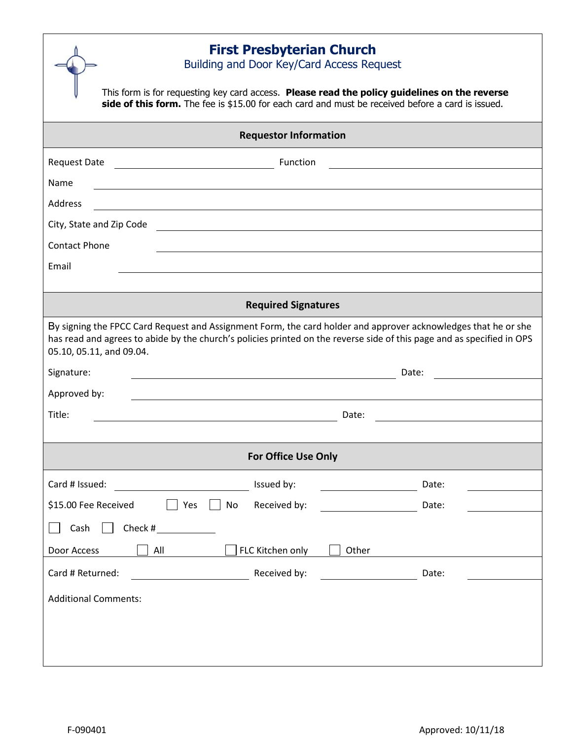# First Presbyterian Church

## Building and Door Key/Card Access Request

This form is for requesting key card access. **Please read the policy guidelines on the reverse side of this form.** The fee is $15.00 for each card and must be received before a card is issued.

### Requestor Information

Request Date ______________________ Function ______________________

Name ______________________

Address ______________________

City, State and Zip Code ______________________

Contact Phone ______________________

Email ______________________

### Required Signatures

By signing the FPCC Card Request and Assignment Form, the card holder and approver acknowledges that he or she has read and agrees to abide by the church's policies printed on the reverse side of this page and as specified in OPS 05.10, 05.11, and 09.04.

Signature: ______________________ Date: ____________

Approved by: ______________________

Title: ______________________ Date: ____________

### For Office Use Only

Card # Issued: ____________ Issued by: ____________ Date: ____________

$15.00 Fee Received ☐ Yes ☐ No Received by: ____________ Date: ____________

☐ Cash ☐ Check # ____________

Door Access ☐ All ☐ FLC Kitchen only ☐ Other

Card # Returned: ____________ Received by: ____________ Date: ____________

Additional Comments:

F-090401 Approved: 10/11/18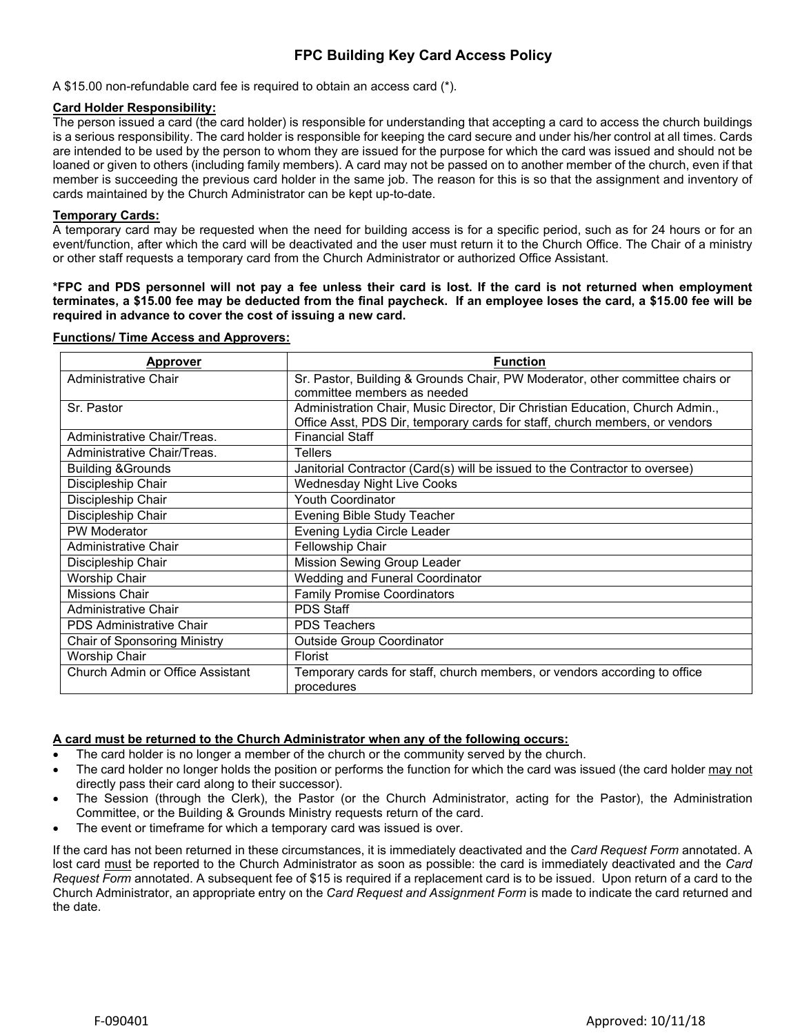# FPC Building Key Card Access Policy

A $15.00 non-refundable card fee is required to obtain an access card (*).

**Card Holder Responsibility:**

The person issued a card (the card holder) is responsible for understanding that accepting a card to access the church buildings is a serious responsibility. The card holder is responsible for keeping the card secure and under his/her control at all times. Cards are intended to be used by the person to whom they are issued for the purpose for which the card was issued and should not be loaned or given to others (including family members). A card may not be passed on to another member of the church, even if that member is succeeding the previous card holder in the same job. The reason for this is so that the assignment and inventory of cards maintained by the Church Administrator can be kept up-to-date.

**Temporary Cards:**

A temporary card may be requested when the need for building access is for a specific period, such as for 24 hours or for an event/function, after which the card will be deactivated and the user must return it to the Church Office. The Chair of a ministry or other staff requests a temporary card from the Church Administrator or authorized Office Assistant.

**\*FPC and PDS personnel will not pay a fee unless their card is lost. If the card is not returned when employment terminates, a $15.00 fee may be deducted from the final paycheck. If an employee loses the card, a $15.00 fee will be required in advance to cover the cost of issuing a new card.**

**Functions/ Time Access and Approvers:**

| Approver | Function |
|---|---|
| Administrative Chair | Sr. Pastor, Building & Grounds Chair, PW Moderator, other committee chairs or committee members as needed |
| Sr. Pastor | Administration Chair, Music Director, Dir Christian Education, Church Admin., Office Asst, PDS Dir, temporary cards for staff, church members, or vendors |
| Administrative Chair/Treas. | Financial Staff |
| Administrative Chair/Treas. | Tellers |
| Building &Grounds | Janitorial Contractor (Card(s) will be issued to the Contractor to oversee) |
| Discipleship Chair | Wednesday Night Live Cooks |
| Discipleship Chair | Youth Coordinator |
| Discipleship Chair | Evening Bible Study Teacher |
| PW Moderator | Evening Lydia Circle Leader |
| Administrative Chair | Fellowship Chair |
| Discipleship Chair | Mission Sewing Group Leader |
| Worship Chair | Wedding and Funeral Coordinator |
| Missions Chair | Family Promise Coordinators |
| Administrative Chair | PDS Staff |
| PDS Administrative Chair | PDS Teachers |
| Chair of Sponsoring Ministry | Outside Group Coordinator |
| Worship Chair | Florist |
| Church Admin or Office Assistant | Temporary cards for staff, church members, or vendors according to office procedures |

**A card must be returned to the Church Administrator when any of the following occurs:**

- The card holder is no longer a member of the church or the community served by the church.
- The card holder no longer holds the position or performs the function for which the card was issued (the card holder may not directly pass their card along to their successor).
- The Session (through the Clerk), the Pastor (or the Church Administrator, acting for the Pastor), the Administration Committee, or the Building & Grounds Ministry requests return of the card.
- The event or timeframe for which a temporary card was issued is over.

If the card has not been returned in these circumstances, it is immediately deactivated and the *Card Request Form* annotated. A lost card must be reported to the Church Administrator as soon as possible: the card is immediately deactivated and the *Card Request Form* annotated. A subsequent fee of $15 is required if a replacement card is to be issued. Upon return of a card to the Church Administrator, an appropriate entry on the *Card Request and Assignment Form* is made to indicate the card returned and the date.

F-090401 Approved: 10/11/18